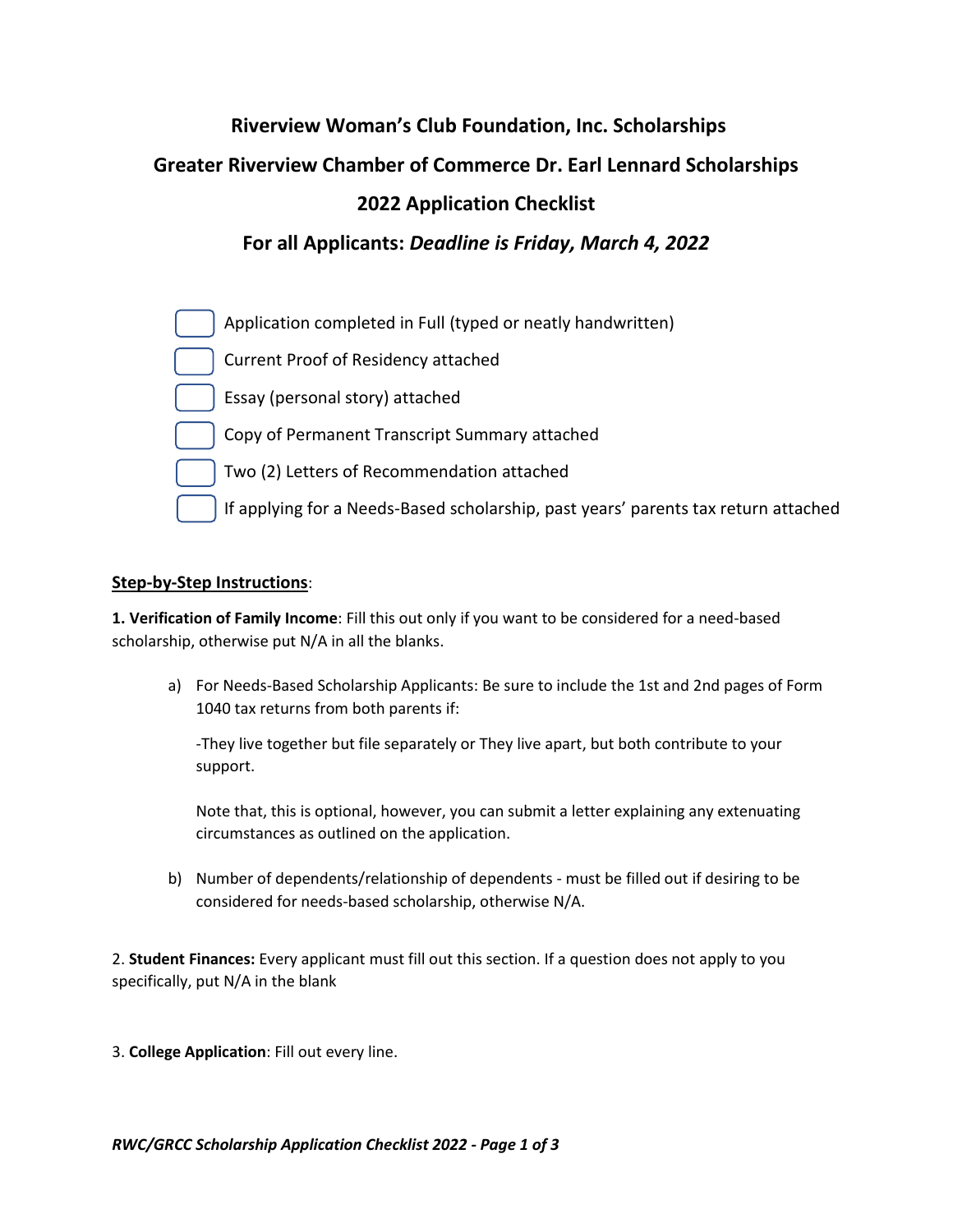# Riverview Woman's Club Foundation, Inc. Scholarships

# Greater Riverview Chamber of Commerce Dr. Earl Lennard Scholarships

# 2022 Application Checklist

## For all Applicants: *Deadline is Friday, March 4, 2022*

- [ ] Application completed in Full (typed or neatly handwritten)
- [ ] Current Proof of Residency attached
- [ ] Essay (personal story) attached
- [ ] Copy of Permanent Transcript Summary attached
- [ ] Two (2) Letters of Recommendation attached
- [ ] If applying for a Needs-Based scholarship, past years' parents tax return attached

**<u>Step-by-Step Instructions</u>**:

**1. Verification of Family Income**: Fill this out only if you want to be considered for a need-based scholarship, otherwise put N/A in all the blanks.

a) For Needs-Based Scholarship Applicants: Be sure to include the 1st and 2nd pages of Form 1040 tax returns from both parents if:

-They live together but file separately or They live apart, but both contribute to your support.

Note that, this is optional, however, you can submit a letter explaining any extenuating circumstances as outlined on the application.

b) Number of dependents/relationship of dependents - must be filled out if desiring to be considered for needs-based scholarship, otherwise N/A.

2. **Student Finances:** Every applicant must fill out this section. If a question does not apply to you specifically, put N/A in the blank

3. **College Application**: Fill out every line.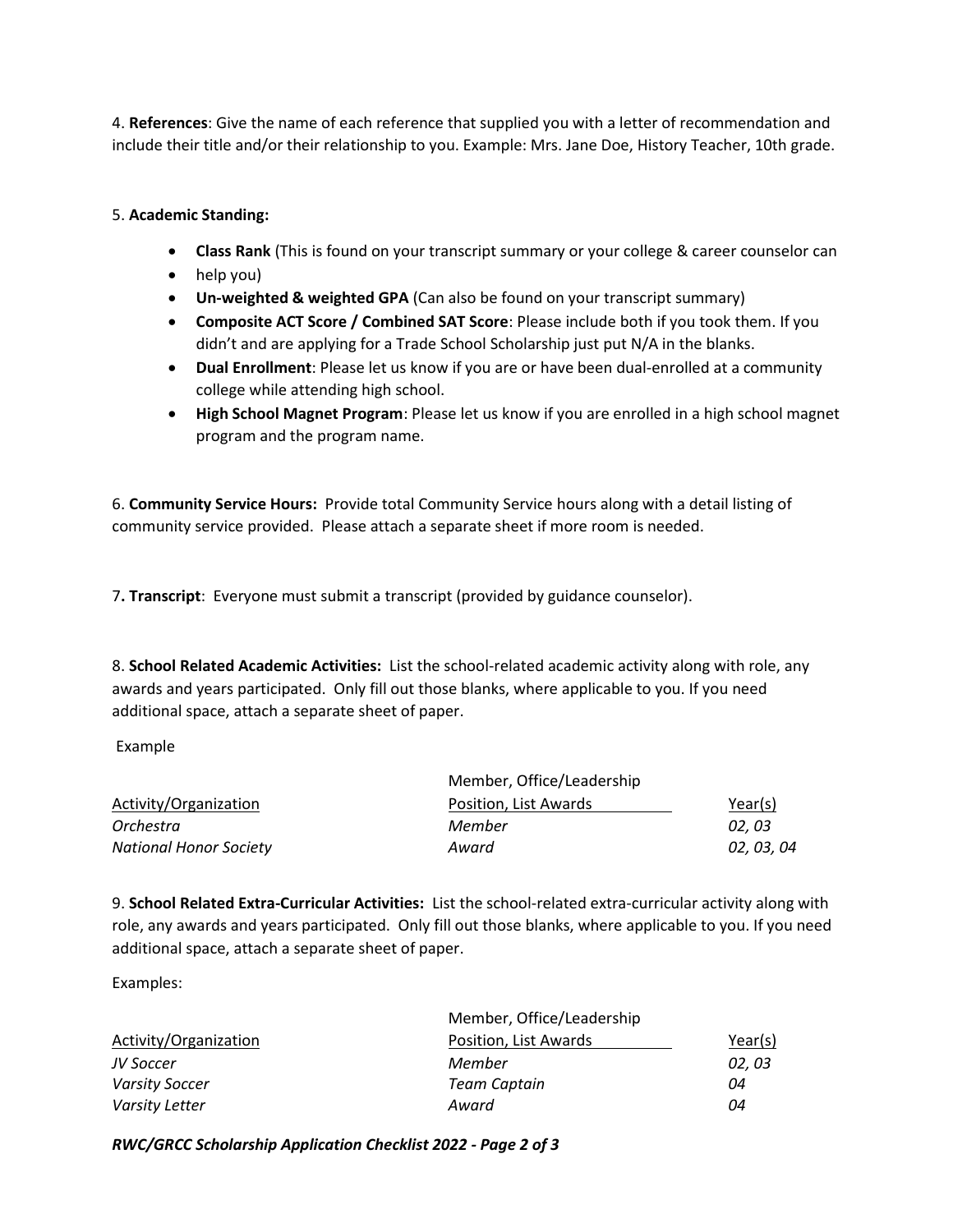4. **References**: Give the name of each reference that supplied you with a letter of recommendation and include their title and/or their relationship to you. Example: Mrs. Jane Doe, History Teacher, 10th grade.

5. **Academic Standing:**

- **Class Rank** (This is found on your transcript summary or your college & career counselor can
- help you)
- **Un-weighted & weighted GPA** (Can also be found on your transcript summary)
- **Composite ACT Score / Combined SAT Score**: Please include both if you took them. If you didn't and are applying for a Trade School Scholarship just put N/A in the blanks.
- **Dual Enrollment**: Please let us know if you are or have been dual-enrolled at a community college while attending high school.
- **High School Magnet Program**: Please let us know if you are enrolled in a high school magnet program and the program name.

6. **Community Service Hours:** Provide total Community Service hours along with a detail listing of community service provided. Please attach a separate sheet if more room is needed.

7**. Transcript**: Everyone must submit a transcript (provided by guidance counselor).

8. **School Related Academic Activities:** List the school-related academic activity along with role, any awards and years participated. Only fill out those blanks, where applicable to you. If you need additional space, attach a separate sheet of paper.

Example

| Activity/Organization | Member, Office/Leadership Position, List Awards | Year(s) |
|---|---|---|
| *Orchestra* | *Member* | *02, 03* |
| *National Honor Society* | *Award* | *02, 03, 04* |

9. **School Related Extra-Curricular Activities:** List the school-related extra-curricular activity along with role, any awards and years participated. Only fill out those blanks, where applicable to you. If you need additional space, attach a separate sheet of paper.

Examples:

| Activity/Organization | Member, Office/Leadership Position, List Awards | Year(s) |
|---|---|---|
| *JV Soccer* | *Member* | *02, 03* |
| *Varsity Soccer* | *Team Captain* | *04* |
| *Varsity Letter* | *Award* | *04* |

***RWC/GRCC Scholarship Application Checklist 2022***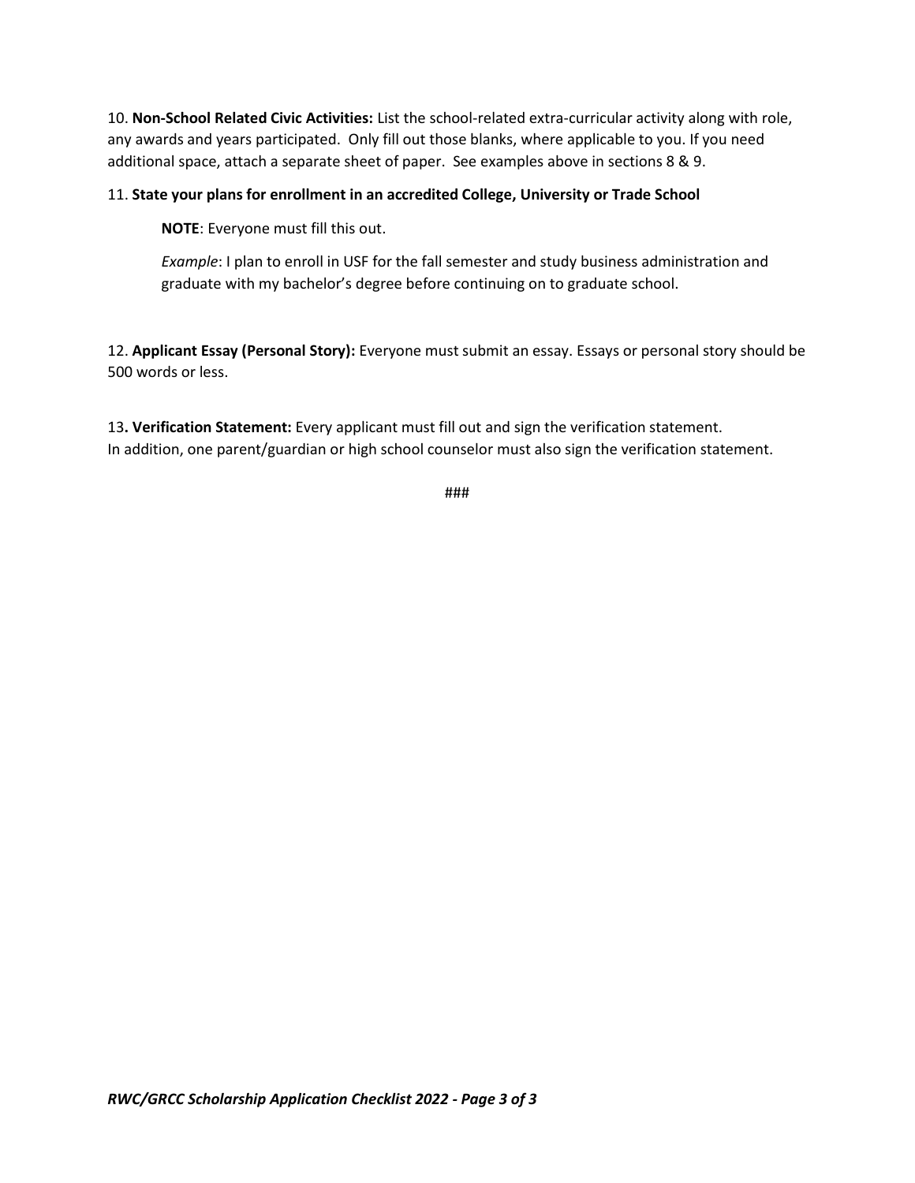10. **Non-School Related Civic Activities:** List the school-related extra-curricular activity along with role, any awards and years participated. Only fill out those blanks, where applicable to you. If you need additional space, attach a separate sheet of paper. See examples above in sections 8 & 9.

11. **State your plans for enrollment in an accredited College, University or Trade School**

> **NOTE**: Everyone must fill this out.
>
> *Example*: I plan to enroll in USF for the fall semester and study business administration and graduate with my bachelor's degree before continuing on to graduate school.

12. **Applicant Essay (Personal Story):** Everyone must submit an essay. Essays or personal story should be 500 words or less.

13**. Verification Statement:** Every applicant must fill out and sign the verification statement.
In addition, one parent/guardian or high school counselor must also sign the verification statement.

###